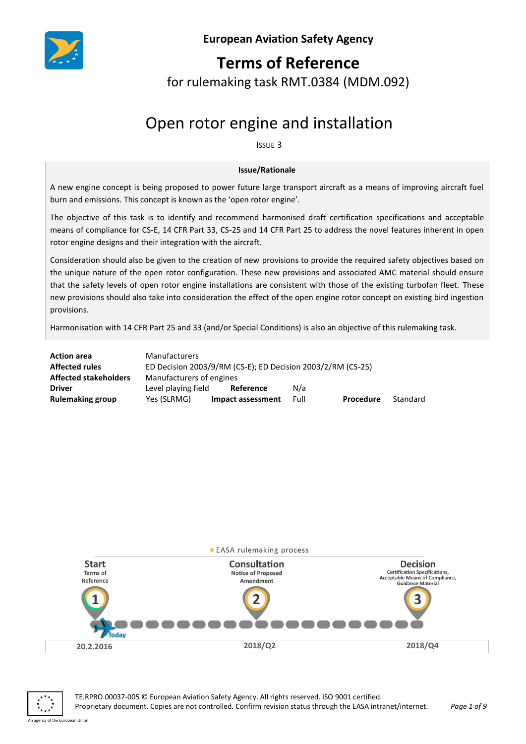**European Aviation Safety Agency**

# Terms of Reference

for rulemaking task RMT.0384 (MDM.092)

# Open rotor engine and installation

ISSUE 3

**Issue/Rationale**

A new engine concept is being proposed to power future large transport aircraft as a means of improving aircraft fuel burn and emissions. This concept is known as the 'open rotor engine'.

The objective of this task is to identify and recommend harmonised draft certification specifications and acceptable means of compliance for CS-E, 14 CFR Part 33, CS-25 and 14 CFR Part 25 to address the novel features inherent in open rotor engine designs and their integration with the aircraft.

Consideration should also be given to the creation of new provisions to provide the required safety objectives based on the unique nature of the open rotor configuration. These new provisions and associated AMC material should ensure that the safety levels of open rotor engine installations are consistent with those of the existing turbofan fleet. These new provisions should also take into consideration the effect of the open engine rotor concept on existing bird ingestion provisions.

Harmonisation with 14 CFR Part 25 and 33 (and/or Special Conditions) is also an objective of this rulemaking task.

| | | | | | |
|---|---|---|---|---|---|
| **Action area** | Manufacturers | | | | |
| **Affected rules** | ED Decision 2003/9/RM (CS-E); ED Decision 2003/2/RM (CS-25) | | | | |
| **Affected stakeholders** | Manufacturers of engines | | | | |
| **Driver** | Level playing field | **Reference** | N/a | | |
| **Rulemaking group** | Yes (SLRMG) | **Impact assessment** | Full | **Procedure** | Standard |

EASA rulemaking process

| Start | Consultation | Decision |
|---|---|---|
| Terms of Reference | Notice of Proposed Amendment | Certification Specifications, Acceptable Means of Compliance, Guidance Material |
| 1 (Today) | 2 | 3 |
| 20.2.2016 | 2018/Q2 | 2018/Q4 |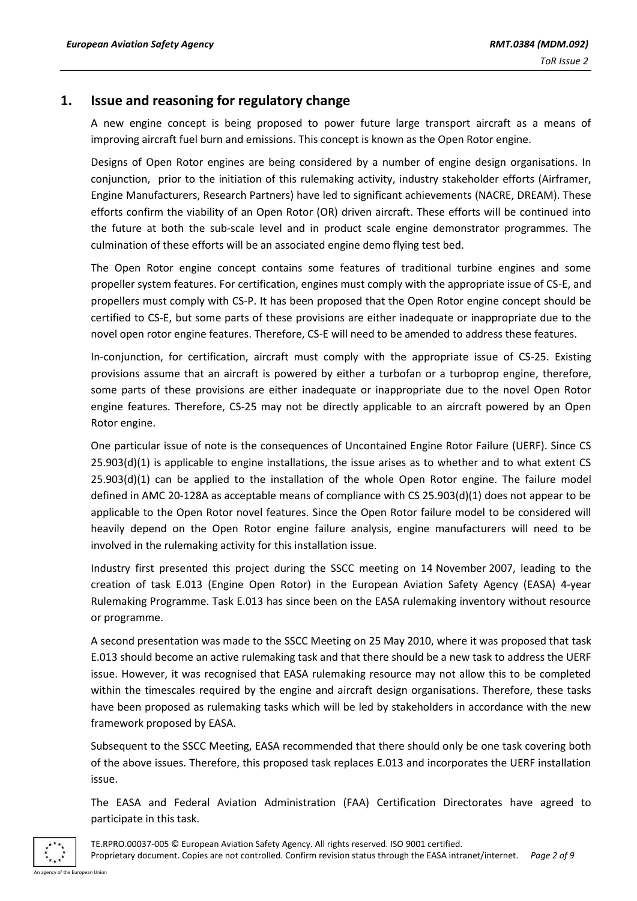## 1. Issue and reasoning for regulatory change

A new engine concept is being proposed to power future large transport aircraft as a means of improving aircraft fuel burn and emissions. This concept is known as the Open Rotor engine.

Designs of Open Rotor engines are being considered by a number of engine design organisations. In conjunction, prior to the initiation of this rulemaking activity, industry stakeholder efforts (Airframer, Engine Manufacturers, Research Partners) have led to significant achievements (NACRE, DREAM). These efforts confirm the viability of an Open Rotor (OR) driven aircraft. These efforts will be continued into the future at both the sub-scale level and in product scale engine demonstrator programmes. The culmination of these efforts will be an associated engine demo flying test bed.

The Open Rotor engine concept contains some features of traditional turbine engines and some propeller system features. For certification, engines must comply with the appropriate issue of CS-E, and propellers must comply with CS-P. It has been proposed that the Open Rotor engine concept should be certified to CS-E, but some parts of these provisions are either inadequate or inappropriate due to the novel open rotor engine features. Therefore, CS-E will need to be amended to address these features.

In-conjunction, for certification, aircraft must comply with the appropriate issue of CS-25. Existing provisions assume that an aircraft is powered by either a turbofan or a turboprop engine, therefore, some parts of these provisions are either inadequate or inappropriate due to the novel Open Rotor engine features. Therefore, CS-25 may not be directly applicable to an aircraft powered by an Open Rotor engine.

One particular issue of note is the consequences of Uncontained Engine Rotor Failure (UERF). Since CS 25.903(d)(1) is applicable to engine installations, the issue arises as to whether and to what extent CS 25.903(d)(1) can be applied to the installation of the whole Open Rotor engine. The failure model defined in AMC 20-128A as acceptable means of compliance with CS 25.903(d)(1) does not appear to be applicable to the Open Rotor novel features. Since the Open Rotor failure model to be considered will heavily depend on the Open Rotor engine failure analysis, engine manufacturers will need to be involved in the rulemaking activity for this installation issue.

Industry first presented this project during the SSCC meeting on 14 November 2007, leading to the creation of task E.013 (Engine Open Rotor) in the European Aviation Safety Agency (EASA) 4-year Rulemaking Programme. Task E.013 has since been on the EASA rulemaking inventory without resource or programme.

A second presentation was made to the SSCC Meeting on 25 May 2010, where it was proposed that task E.013 should become an active rulemaking task and that there should be a new task to address the UERF issue. However, it was recognised that EASA rulemaking resource may not allow this to be completed within the timescales required by the engine and aircraft design organisations. Therefore, these tasks have been proposed as rulemaking tasks which will be led by stakeholders in accordance with the new framework proposed by EASA.

Subsequent to the SSCC Meeting, EASA recommended that there should only be one task covering both of the above issues. Therefore, this proposed task replaces E.013 and incorporates the UERF installation issue.

The EASA and Federal Aviation Administration (FAA) Certification Directorates have agreed to participate in this task.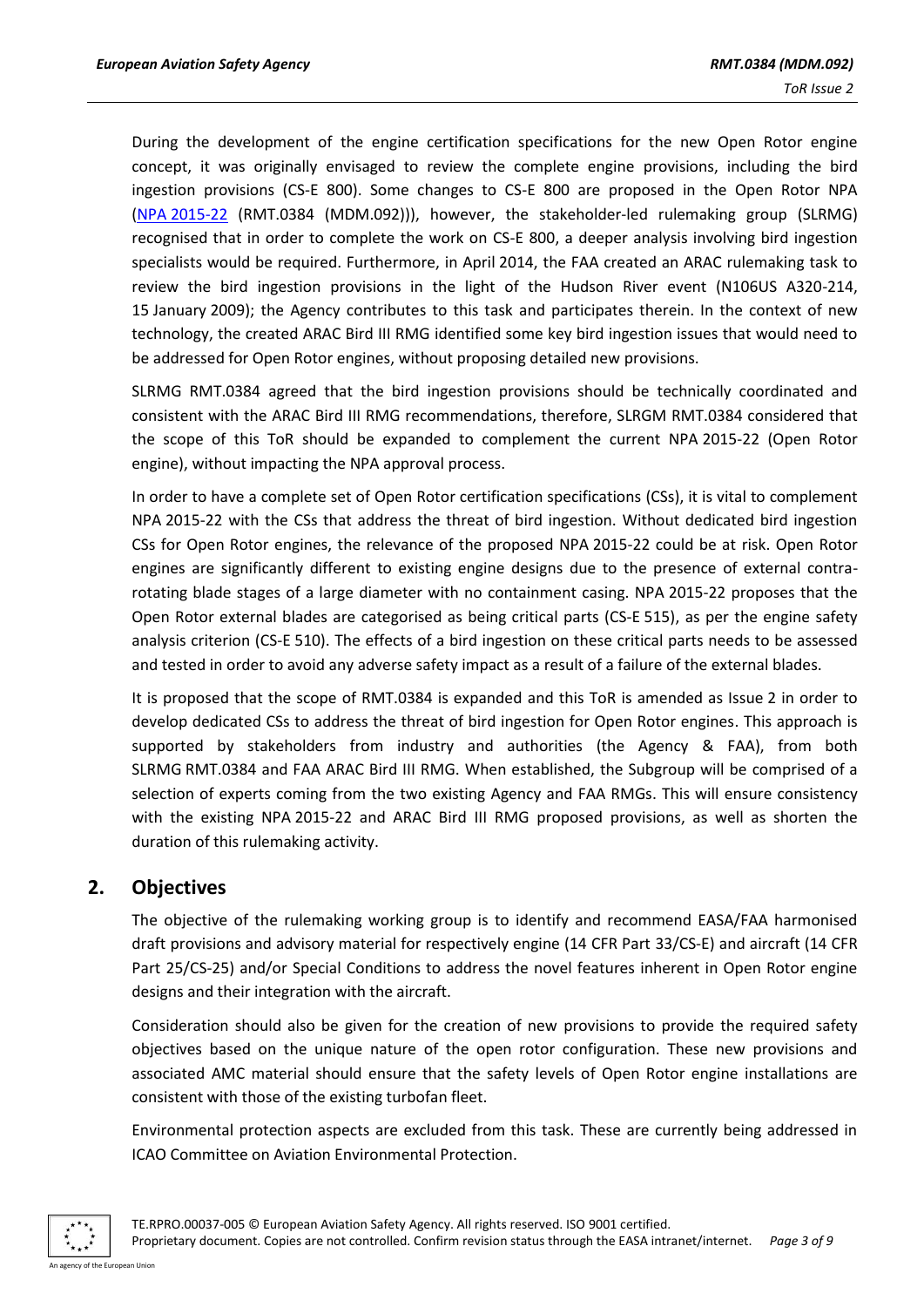During the development of the engine certification specifications for the new Open Rotor engine concept, it was originally envisaged to review the complete engine provisions, including the bird ingestion provisions (CS-E 800). Some changes to CS-E 800 are proposed in the Open Rotor NPA (NPA 2015-22 (RMT.0384 (MDM.092))), however, the stakeholder-led rulemaking group (SLRMG) recognised that in order to complete the work on CS-E 800, a deeper analysis involving bird ingestion specialists would be required. Furthermore, in April 2014, the FAA created an ARAC rulemaking task to review the bird ingestion provisions in the light of the Hudson River event (N106US A320-214, 15 January 2009); the Agency contributes to this task and participates therein. In the context of new technology, the created ARAC Bird III RMG identified some key bird ingestion issues that would need to be addressed for Open Rotor engines, without proposing detailed new provisions.

SLRMG RMT.0384 agreed that the bird ingestion provisions should be technically coordinated and consistent with the ARAC Bird III RMG recommendations, therefore, SLRGM RMT.0384 considered that the scope of this ToR should be expanded to complement the current NPA 2015-22 (Open Rotor engine), without impacting the NPA approval process.

In order to have a complete set of Open Rotor certification specifications (CSs), it is vital to complement NPA 2015-22 with the CSs that address the threat of bird ingestion. Without dedicated bird ingestion CSs for Open Rotor engines, the relevance of the proposed NPA 2015-22 could be at risk. Open Rotor engines are significantly different to existing engine designs due to the presence of external contra-rotating blade stages of a large diameter with no containment casing. NPA 2015-22 proposes that the Open Rotor external blades are categorised as being critical parts (CS-E 515), as per the engine safety analysis criterion (CS-E 510). The effects of a bird ingestion on these critical parts needs to be assessed and tested in order to avoid any adverse safety impact as a result of a failure of the external blades.

It is proposed that the scope of RMT.0384 is expanded and this ToR is amended as Issue 2 in order to develop dedicated CSs to address the threat of bird ingestion for Open Rotor engines. This approach is supported by stakeholders from industry and authorities (the Agency & FAA), from both SLRMG RMT.0384 and FAA ARAC Bird III RMG. When established, the Subgroup will be comprised of a selection of experts coming from the two existing Agency and FAA RMGs. This will ensure consistency with the existing NPA 2015-22 and ARAC Bird III RMG proposed provisions, as well as shorten the duration of this rulemaking activity.

## 2. Objectives

The objective of the rulemaking working group is to identify and recommend EASA/FAA harmonised draft provisions and advisory material for respectively engine (14 CFR Part 33/CS-E) and aircraft (14 CFR Part 25/CS-25) and/or Special Conditions to address the novel features inherent in Open Rotor engine designs and their integration with the aircraft.

Consideration should also be given for the creation of new provisions to provide the required safety objectives based on the unique nature of the open rotor configuration. These new provisions and associated AMC material should ensure that the safety levels of Open Rotor engine installations are consistent with those of the existing turbofan fleet.

Environmental protection aspects are excluded from this task. These are currently being addressed in ICAO Committee on Aviation Environmental Protection.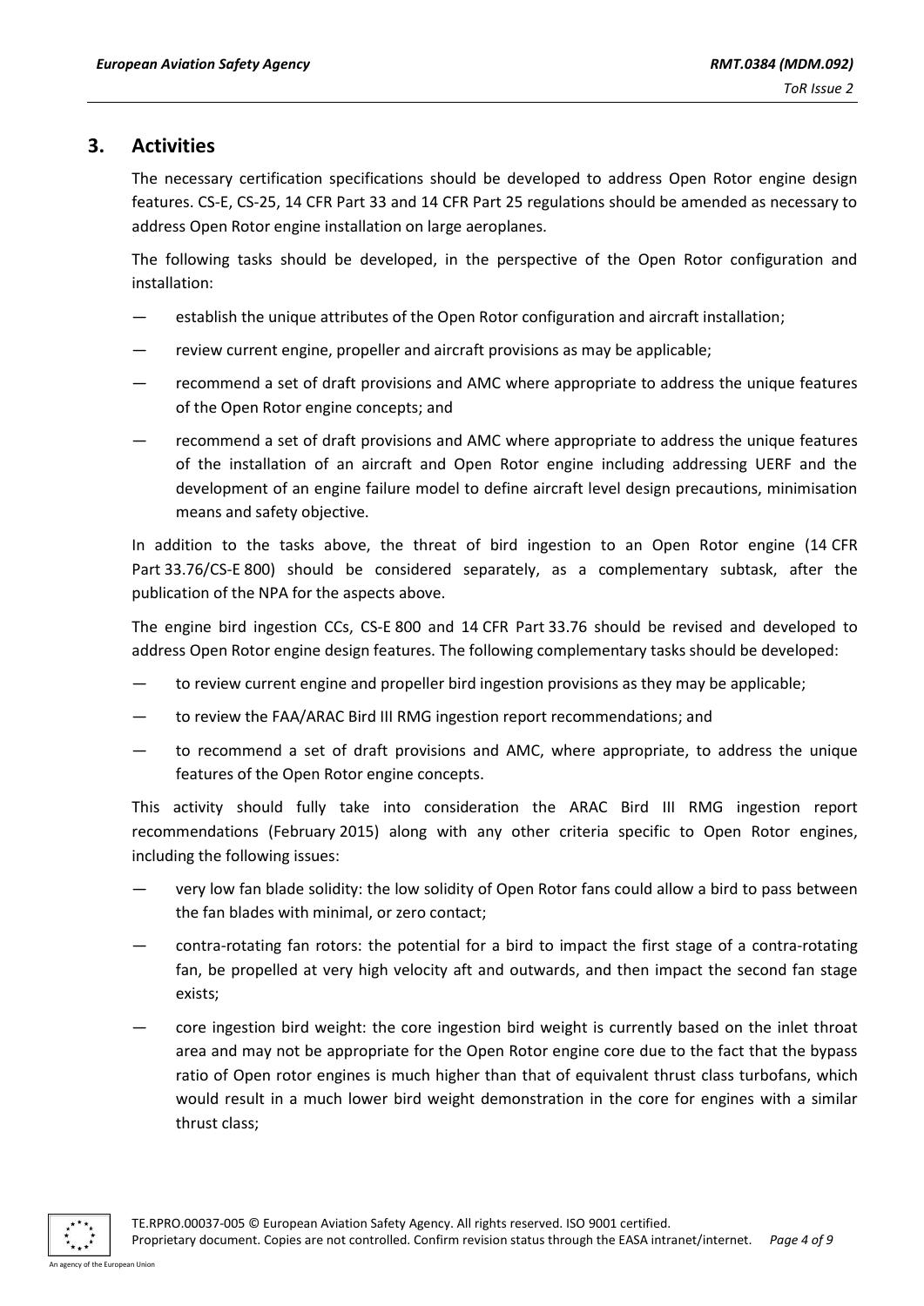## 3. Activities

The necessary certification specifications should be developed to address Open Rotor engine design features. CS-E, CS-25, 14 CFR Part 33 and 14 CFR Part 25 regulations should be amended as necessary to address Open Rotor engine installation on large aeroplanes.

The following tasks should be developed, in the perspective of the Open Rotor configuration and installation:

- establish the unique attributes of the Open Rotor configuration and aircraft installation;
- review current engine, propeller and aircraft provisions as may be applicable;
- recommend a set of draft provisions and AMC where appropriate to address the unique features of the Open Rotor engine concepts; and
- recommend a set of draft provisions and AMC where appropriate to address the unique features of the installation of an aircraft and Open Rotor engine including addressing UERF and the development of an engine failure model to define aircraft level design precautions, minimisation means and safety objective.

In addition to the tasks above, the threat of bird ingestion to an Open Rotor engine (14 CFR Part 33.76/CS-E 800) should be considered separately, as a complementary subtask, after the publication of the NPA for the aspects above.

The engine bird ingestion CCs, CS-E 800 and 14 CFR Part 33.76 should be revised and developed to address Open Rotor engine design features. The following complementary tasks should be developed:

- to review current engine and propeller bird ingestion provisions as they may be applicable;
- to review the FAA/ARAC Bird III RMG ingestion report recommendations; and
- to recommend a set of draft provisions and AMC, where appropriate, to address the unique features of the Open Rotor engine concepts.

This activity should fully take into consideration the ARAC Bird III RMG ingestion report recommendations (February 2015) along with any other criteria specific to Open Rotor engines, including the following issues:

- very low fan blade solidity: the low solidity of Open Rotor fans could allow a bird to pass between the fan blades with minimal, or zero contact;
- contra-rotating fan rotors: the potential for a bird to impact the first stage of a contra-rotating fan, be propelled at very high velocity aft and outwards, and then impact the second fan stage exists;
- core ingestion bird weight: the core ingestion bird weight is currently based on the inlet throat area and may not be appropriate for the Open Rotor engine core due to the fact that the bypass ratio of Open rotor engines is much higher than that of equivalent thrust class turbofans, which would result in a much lower bird weight demonstration in the core for engines with a similar thrust class;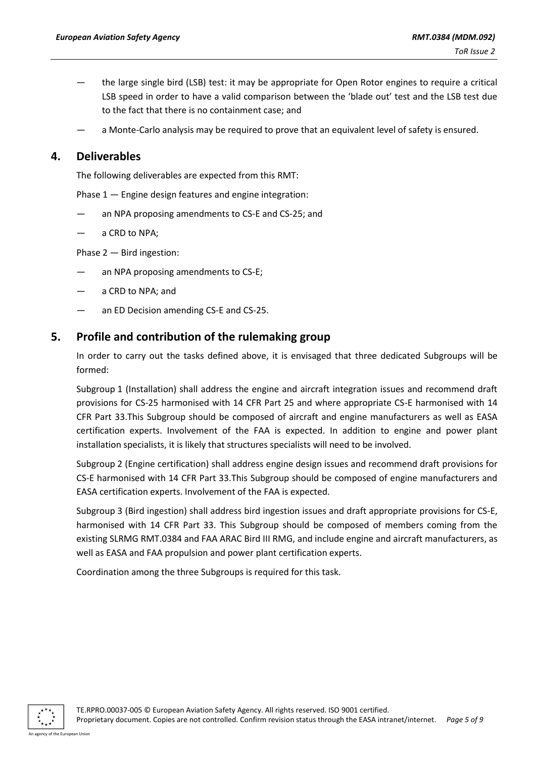- the large single bird (LSB) test: it may be appropriate for Open Rotor engines to require a critical LSB speed in order to have a valid comparison between the 'blade out' test and the LSB test due to the fact that there is no containment case; and
- a Monte-Carlo analysis may be required to prove that an equivalent level of safety is ensured.

## 4. Deliverables

The following deliverables are expected from this RMT:

Phase 1 — Engine design features and engine integration:

- an NPA proposing amendments to CS-E and CS-25; and
- a CRD to NPA;

Phase 2 — Bird ingestion:

- an NPA proposing amendments to CS-E;
- a CRD to NPA; and
- an ED Decision amending CS-E and CS-25.

## 5. Profile and contribution of the rulemaking group

In order to carry out the tasks defined above, it is envisaged that three dedicated Subgroups will be formed:

Subgroup 1 (Installation) shall address the engine and aircraft integration issues and recommend draft provisions for CS-25 harmonised with 14 CFR Part 25 and where appropriate CS-E harmonised with 14 CFR Part 33.This Subgroup should be composed of aircraft and engine manufacturers as well as EASA certification experts. Involvement of the FAA is expected. In addition to engine and power plant installation specialists, it is likely that structures specialists will need to be involved.

Subgroup 2 (Engine certification) shall address engine design issues and recommend draft provisions for CS-E harmonised with 14 CFR Part 33.This Subgroup should be composed of engine manufacturers and EASA certification experts. Involvement of the FAA is expected.

Subgroup 3 (Bird ingestion) shall address bird ingestion issues and draft appropriate provisions for CS-E, harmonised with 14 CFR Part 33. This Subgroup should be composed of members coming from the existing SLRMG RMT.0384 and FAA ARAC Bird III RMG, and include engine and aircraft manufacturers, as well as EASA and FAA propulsion and power plant certification experts.

Coordination among the three Subgroups is required for this task.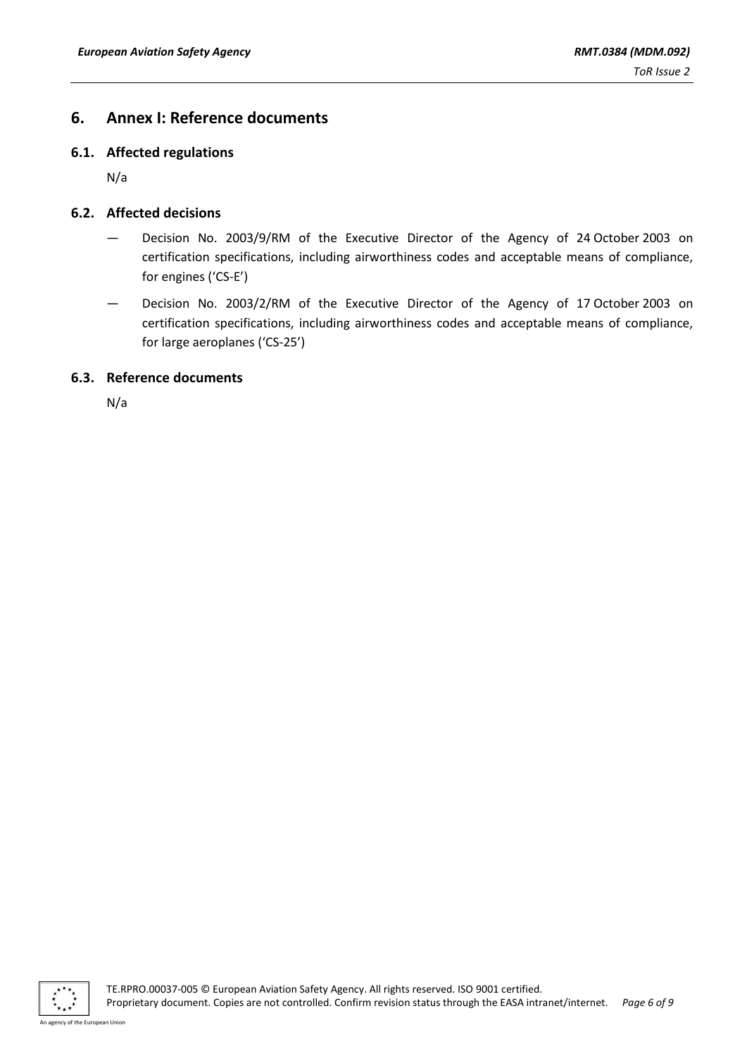# 6. Annex I: Reference documents

## 6.1. Affected regulations

N/a

## 6.2. Affected decisions

— Decision No. 2003/9/RM of the Executive Director of the Agency of 24 October 2003 on certification specifications, including airworthiness codes and acceptable means of compliance, for engines ('CS-E')

— Decision No. 2003/2/RM of the Executive Director of the Agency of 17 October 2003 on certification specifications, including airworthiness codes and acceptable means of compliance, for large aeroplanes ('CS-25')

## 6.3. Reference documents

N/a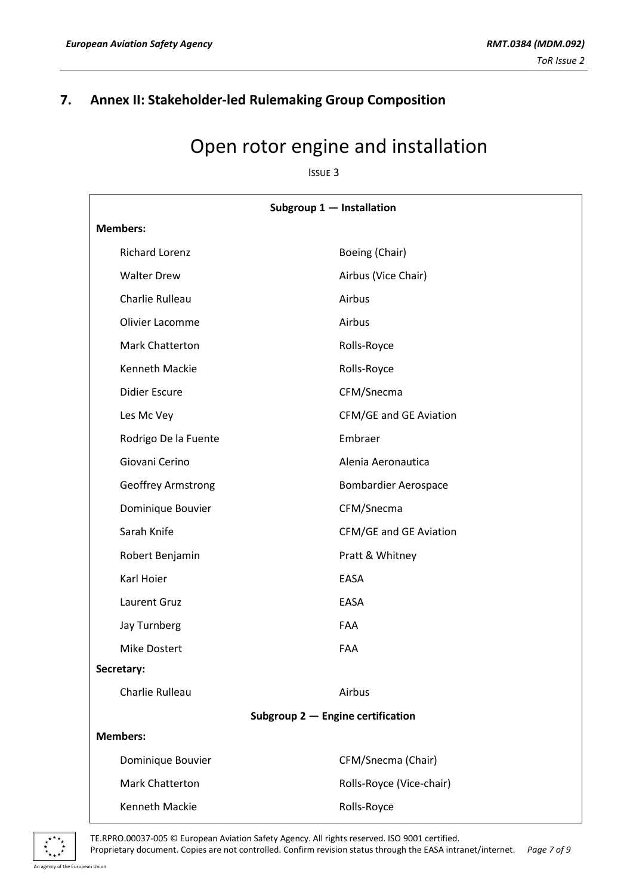## 7. Annex II: Stakeholder-led Rulemaking Group Composition

# Open rotor engine and installation

ISSUE 3

**Subgroup 1 — Installation**

**Members:**

| | |
|---|---|
| Richard Lorenz | Boeing (Chair) |
| Walter Drew | Airbus (Vice Chair) |
| Charlie Rulleau | Airbus |
| Olivier Lacomme | Airbus |
| Mark Chatterton | Rolls-Royce |
| Kenneth Mackie | Rolls-Royce |
| Didier Escure | CFM/Snecma |
| Les Mc Vey | CFM/GE and GE Aviation |
| Rodrigo De la Fuente | Embraer |
| Giovani Cerino | Alenia Aeronautica |
| Geoffrey Armstrong | Bombardier Aerospace |
| Dominique Bouvier | CFM/Snecma |
| Sarah Knife | CFM/GE and GE Aviation |
| Robert Benjamin | Pratt & Whitney |
| Karl Hoier | EASA |
| Laurent Gruz | EASA |
| Jay Turnberg | FAA |
| Mike Dostert | FAA |

**Secretary:**

| | |
|---|---|
| Charlie Rulleau | Airbus |

**Subgroup 2 — Engine certification**

**Members:**

| | |
|---|---|
| Dominique Bouvier | CFM/Snecma (Chair) |
| Mark Chatterton | Rolls-Royce (Vice-chair) |
| Kenneth Mackie | Rolls-Royce |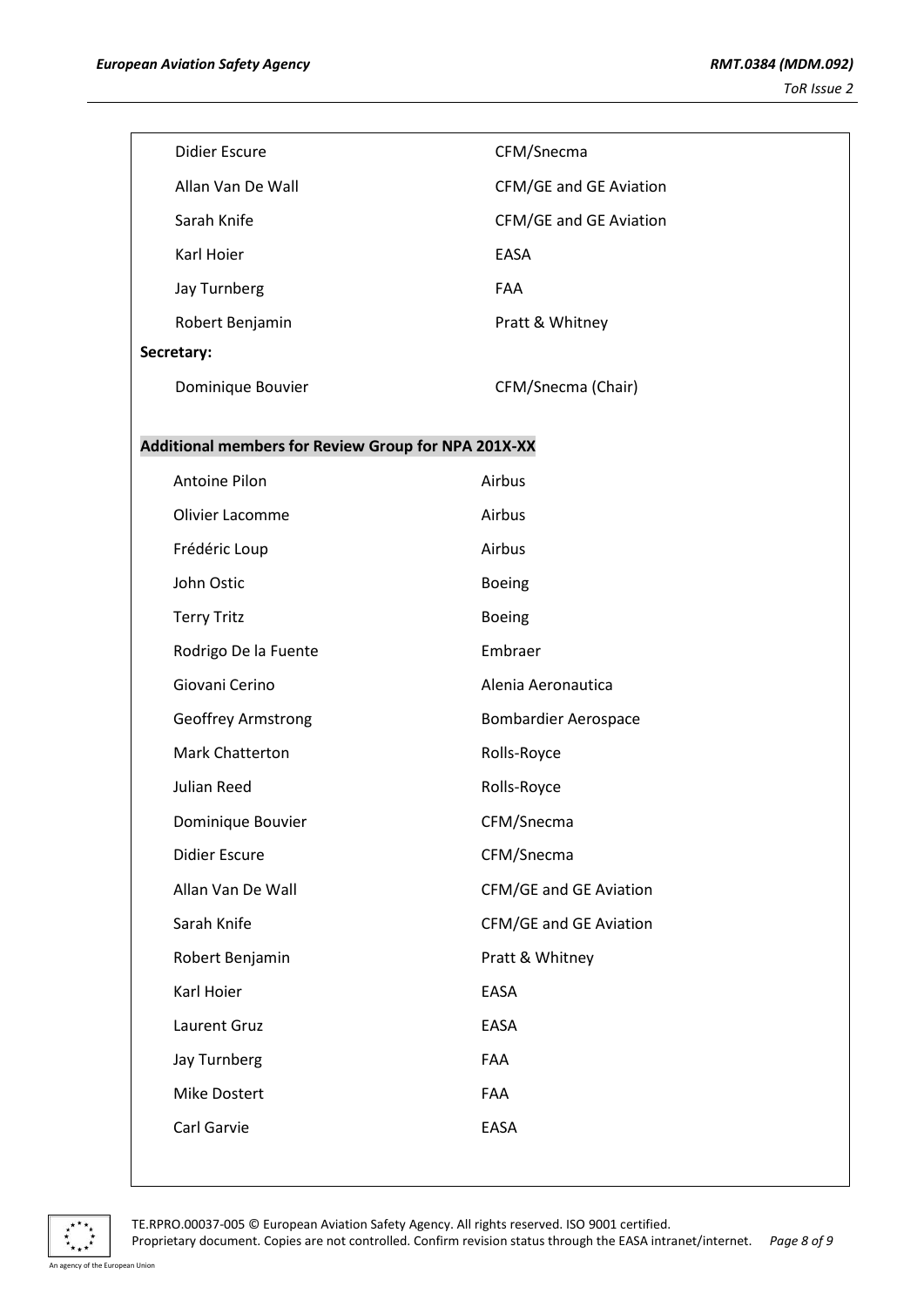| | |
|---|---|
| Didier Escure | CFM/Snecma |
| Allan Van De Wall | CFM/GE and GE Aviation |
| Sarah Knife | CFM/GE and GE Aviation |
| Karl Hoier | EASA |
| Jay Turnberg | FAA |
| Robert Benjamin | Pratt & Whitney |

**Secretary:**

| | |
|---|---|
| Dominique Bouvier | CFM/Snecma (Chair) |

**Additional members for Review Group for NPA 201X-XX**

| | |
|---|---|
| Antoine Pilon | Airbus |
| Olivier Lacomme | Airbus |
| Frédéric Loup | Airbus |
| John Ostic | Boeing |
| Terry Tritz | Boeing |
| Rodrigo De la Fuente | Embraer |
| Giovani Cerino | Alenia Aeronautica |
| Geoffrey Armstrong | Bombardier Aerospace |
| Mark Chatterton | Rolls-Royce |
| Julian Reed | Rolls-Royce |
| Dominique Bouvier | CFM/Snecma |
| Didier Escure | CFM/Snecma |
| Allan Van De Wall | CFM/GE and GE Aviation |
| Sarah Knife | CFM/GE and GE Aviation |
| Robert Benjamin | Pratt & Whitney |
| Karl Hoier | EASA |
| Laurent Gruz | EASA |
| Jay Turnberg | FAA |
| Mike Dostert | FAA |
| Carl Garvie | EASA |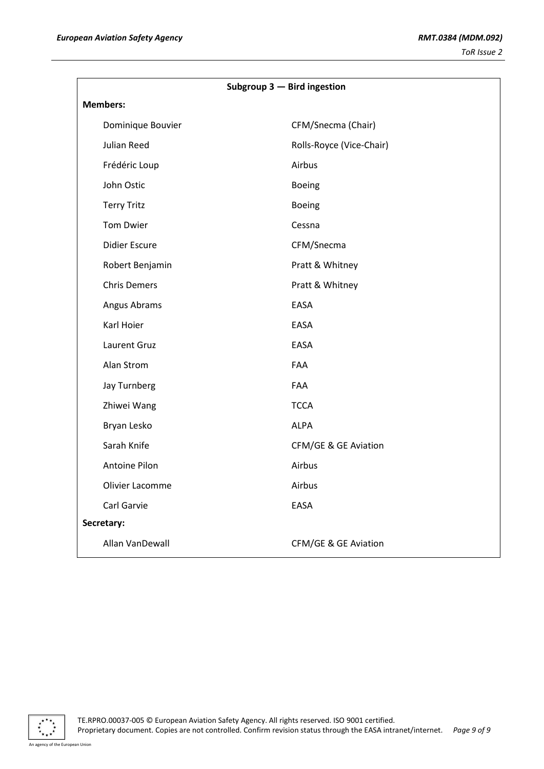| Subgroup 3 — Bird ingestion | |
|---|---|
| **Members:** | |
| Dominique Bouvier | CFM/Snecma (Chair) |
| Julian Reed | Rolls-Royce (Vice-Chair) |
| Frédéric Loup | Airbus |
| John Ostic | Boeing |
| Terry Tritz | Boeing |
| Tom Dwier | Cessna |
| Didier Escure | CFM/Snecma |
| Robert Benjamin | Pratt & Whitney |
| Chris Demers | Pratt & Whitney |
| Angus Abrams | EASA |
| Karl Hoier | EASA |
| Laurent Gruz | EASA |
| Alan Strom | FAA |
| Jay Turnberg | FAA |
| Zhiwei Wang | TCCA |
| Bryan Lesko | ALPA |
| Sarah Knife | CFM/GE & GE Aviation |
| Antoine Pilon | Airbus |
| Olivier Lacomme | Airbus |
| Carl Garvie | EASA |
| **Secretary:** | |
| Allan VanDewall | CFM/GE & GE Aviation |